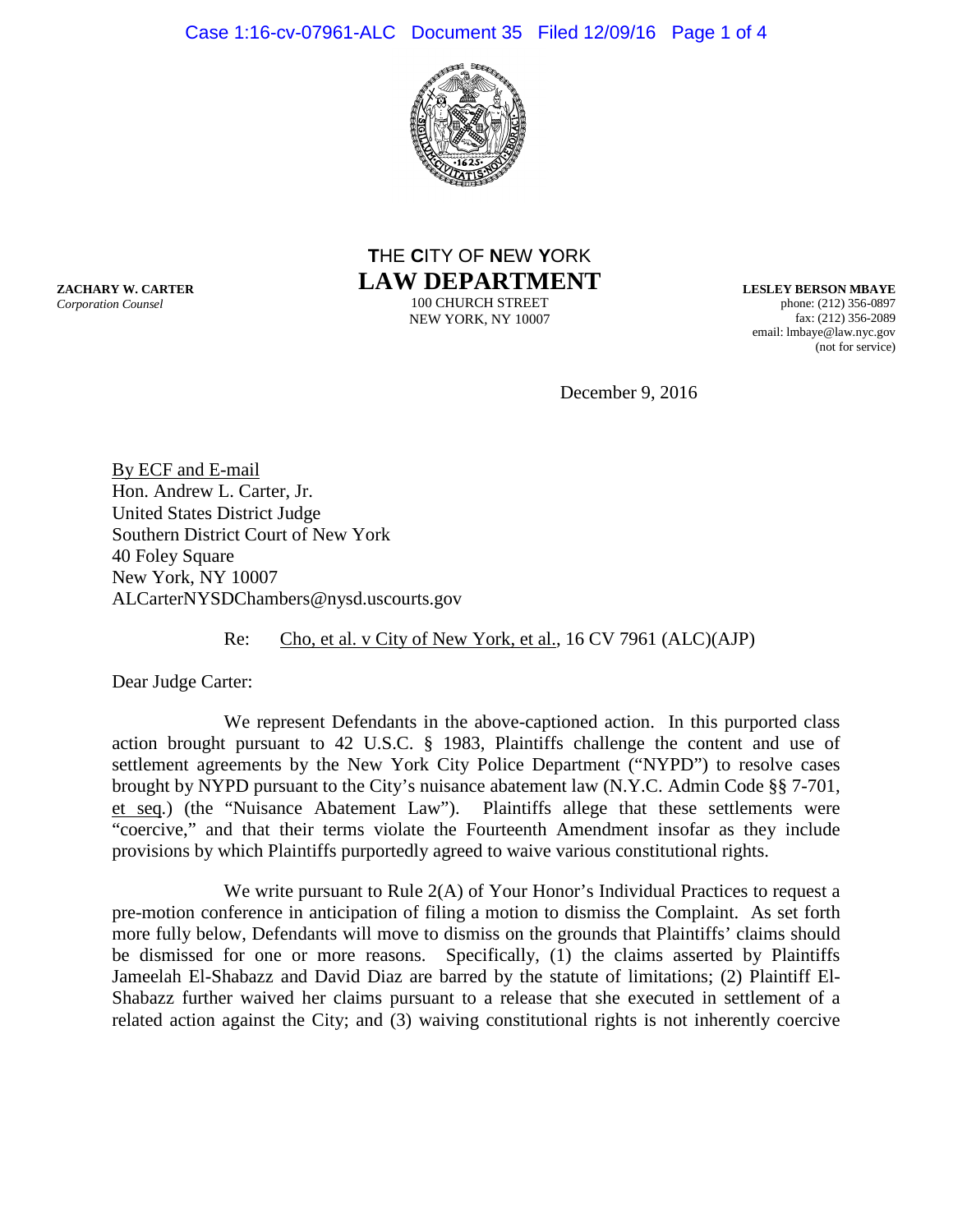THE CITY OF NEW YORK

# LAW DEPARTMENT

100 CHURCH STREET
NEW YORK, NY 10007

**ZACHARY W. CARTER**
*Corporation Counsel*

**LESLEY BERSON MBAYE**
phone: (212) 356-0897
fax: (212) 356-2089
email: lmbaye@law.nyc.gov
(not for service)

December 9, 2016

By ECF and E-mail
Hon. Andrew L. Carter, Jr.
United States District Judge
Southern District Court of New York
40 Foley Square
New York, NY 10007
ALCarterNYSDChambers@nysd.uscourts.gov

Re: Cho, et al. v City of New York, et al., 16 CV 7961 (ALC)(AJP)

Dear Judge Carter:

We represent Defendants in the above-captioned action. In this purported class action brought pursuant to 42 U.S.C. § 1983, Plaintiffs challenge the content and use of settlement agreements by the New York City Police Department ("NYPD") to resolve cases brought by NYPD pursuant to the City's nuisance abatement law (N.Y.C. Admin Code §§ 7-701, et seq.) (the "Nuisance Abatement Law"). Plaintiffs allege that these settlements were "coercive," and that their terms violate the Fourteenth Amendment insofar as they include provisions by which Plaintiffs purportedly agreed to waive various constitutional rights.

We write pursuant to Rule 2(A) of Your Honor's Individual Practices to request a pre-motion conference in anticipation of filing a motion to dismiss the Complaint. As set forth more fully below, Defendants will move to dismiss on the grounds that Plaintiffs' claims should be dismissed for one or more reasons. Specifically, (1) the claims asserted by Plaintiffs Jameelah El-Shabazz and David Diaz are barred by the statute of limitations; (2) Plaintiff El-Shabazz further waived her claims pursuant to a release that she executed in settlement of a related action against the City; and (3) waiving constitutional rights is not inherently coercive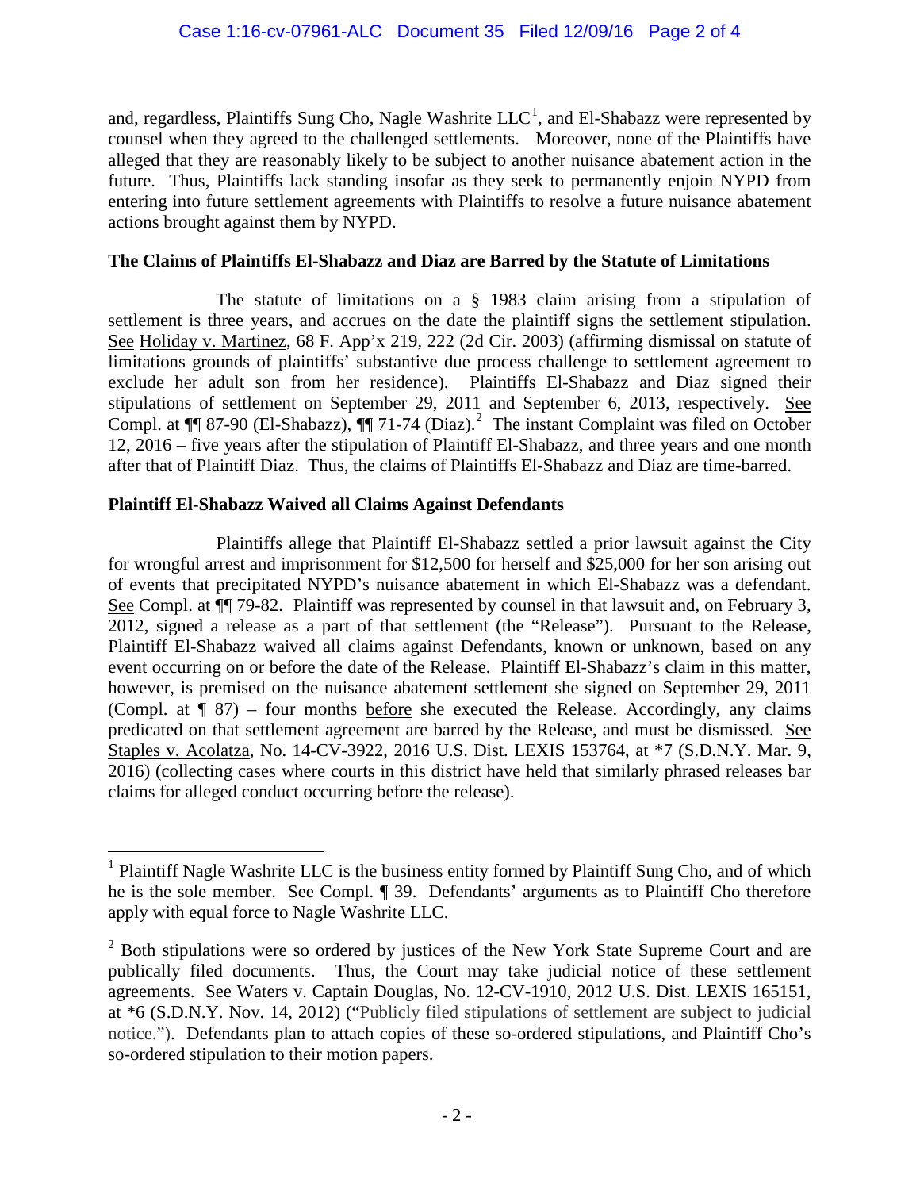and, regardless, Plaintiffs Sung Cho, Nagle Washrite LLC[1], and El-Shabazz were represented by counsel when they agreed to the challenged settlements. Moreover, none of the Plaintiffs have alleged that they are reasonably likely to be subject to another nuisance abatement action in the future. Thus, Plaintiffs lack standing insofar as they seek to permanently enjoin NYPD from entering into future settlement agreements with Plaintiffs to resolve a future nuisance abatement actions brought against them by NYPD.

**The Claims of Plaintiffs El-Shabazz and Diaz are Barred by the Statute of Limitations**

The statute of limitations on a § 1983 claim arising from a stipulation of settlement is three years, and accrues on the date the plaintiff signs the settlement stipulation. See Holiday v. Martinez, 68 F. App'x 219, 222 (2d Cir. 2003) (affirming dismissal on statute of limitations grounds of plaintiffs' substantive due process challenge to settlement agreement to exclude her adult son from her residence). Plaintiffs El-Shabazz and Diaz signed their stipulations of settlement on September 29, 2011 and September 6, 2013, respectively. See Compl. at ¶¶ 87-90 (El-Shabazz), ¶¶ 71-74 (Diaz).[2] The instant Complaint was filed on October 12, 2016 – five years after the stipulation of Plaintiff El-Shabazz, and three years and one month after that of Plaintiff Diaz. Thus, the claims of Plaintiffs El-Shabazz and Diaz are time-barred.

**Plaintiff El-Shabazz Waived all Claims Against Defendants**

Plaintiffs allege that Plaintiff El-Shabazz settled a prior lawsuit against the City for wrongful arrest and imprisonment for $12,500 for herself and $25,000 for her son arising out of events that precipitated NYPD's nuisance abatement in which El-Shabazz was a defendant. See Compl. at ¶¶ 79-82. Plaintiff was represented by counsel in that lawsuit and, on February 3, 2012, signed a release as a part of that settlement (the "Release"). Pursuant to the Release, Plaintiff El-Shabazz waived all claims against Defendants, known or unknown, based on any event occurring on or before the date of the Release. Plaintiff El-Shabazz's claim in this matter, however, is premised on the nuisance abatement settlement she signed on September 29, 2011 (Compl. at ¶ 87) – four months before she executed the Release. Accordingly, any claims predicated on that settlement agreement are barred by the Release, and must be dismissed. See Staples v. Acolatza, No. 14-CV-3922, 2016 U.S. Dist. LEXIS 153764, at *7 (S.D.N.Y. Mar. 9, 2016) (collecting cases where courts in this district have held that similarly phrased releases bar claims for alleged conduct occurring before the release).

---

[1] Plaintiff Nagle Washrite LLC is the business entity formed by Plaintiff Sung Cho, and of which he is the sole member. See Compl. ¶ 39. Defendants' arguments as to Plaintiff Cho therefore apply with equal force to Nagle Washrite LLC.

[2] Both stipulations were so ordered by justices of the New York State Supreme Court and are publically filed documents. Thus, the Court may take judicial notice of these settlement agreements. See Waters v. Captain Douglas, No. 12-CV-1910, 2012 U.S. Dist. LEXIS 165151, at *6 (S.D.N.Y. Nov. 14, 2012) ("Publicly filed stipulations of settlement are subject to judicial notice."). Defendants plan to attach copies of these so-ordered stipulations, and Plaintiff Cho's so-ordered stipulation to their motion papers.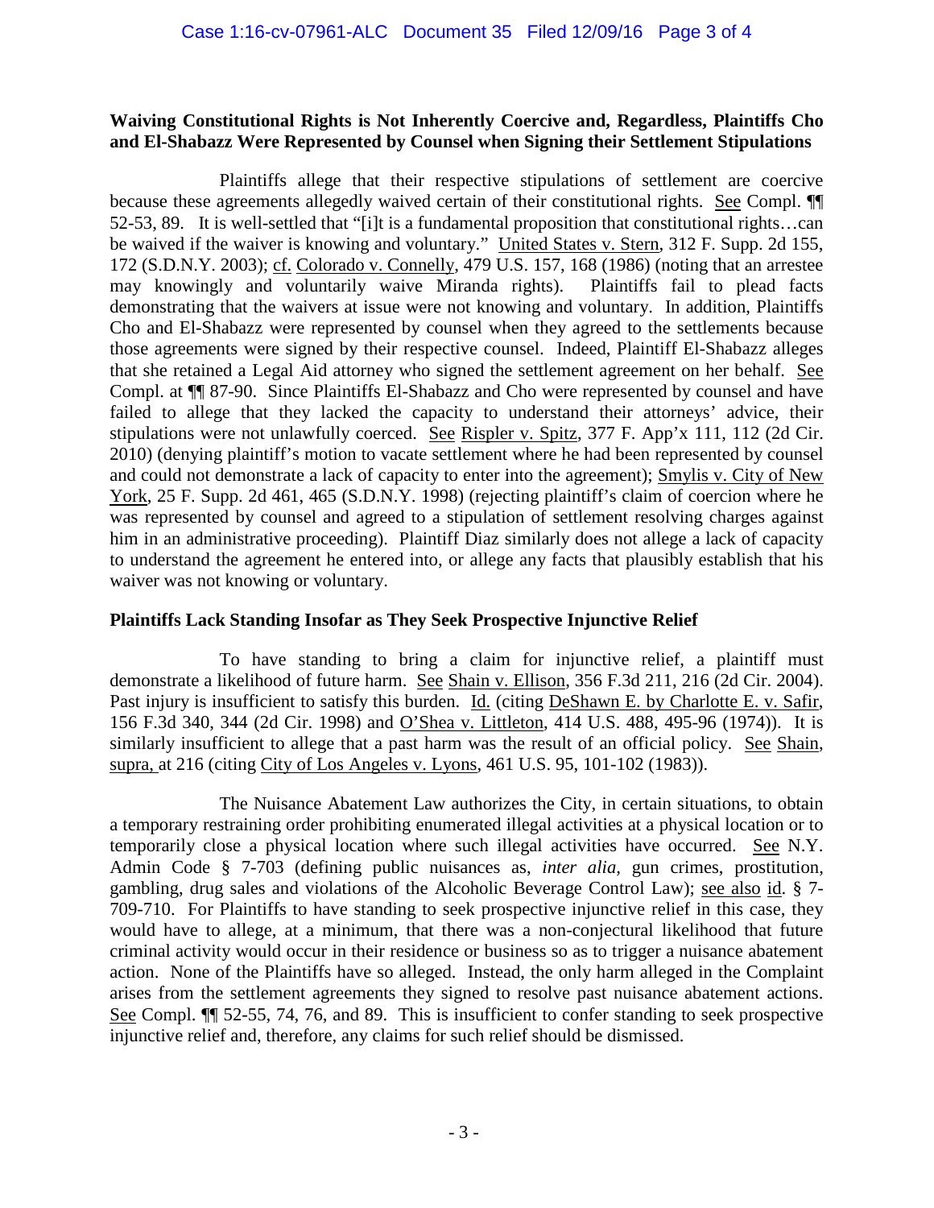**Waiving Constitutional Rights is Not Inherently Coercive and, Regardless, Plaintiffs Cho and El-Shabazz Were Represented by Counsel when Signing their Settlement Stipulations**

Plaintiffs allege that their respective stipulations of settlement are coercive because these agreements allegedly waived certain of their constitutional rights. See Compl. ¶¶ 52-53, 89. It is well-settled that "[i]t is a fundamental proposition that constitutional rights…can be waived if the waiver is knowing and voluntary." United States v. Stern, 312 F. Supp. 2d 155, 172 (S.D.N.Y. 2003); cf. Colorado v. Connelly, 479 U.S. 157, 168 (1986) (noting that an arrestee may knowingly and voluntarily waive Miranda rights). Plaintiffs fail to plead facts demonstrating that the waivers at issue were not knowing and voluntary. In addition, Plaintiffs Cho and El-Shabazz were represented by counsel when they agreed to the settlements because those agreements were signed by their respective counsel. Indeed, Plaintiff El-Shabazz alleges that she retained a Legal Aid attorney who signed the settlement agreement on her behalf. See Compl. at ¶¶ 87-90. Since Plaintiffs El-Shabazz and Cho were represented by counsel and have failed to allege that they lacked the capacity to understand their attorneys' advice, their stipulations were not unlawfully coerced. See Rispler v. Spitz, 377 F. App'x 111, 112 (2d Cir. 2010) (denying plaintiff's motion to vacate settlement where he had been represented by counsel and could not demonstrate a lack of capacity to enter into the agreement); Smylis v. City of New York, 25 F. Supp. 2d 461, 465 (S.D.N.Y. 1998) (rejecting plaintiff's claim of coercion where he was represented by counsel and agreed to a stipulation of settlement resolving charges against him in an administrative proceeding). Plaintiff Diaz similarly does not allege a lack of capacity to understand the agreement he entered into, or allege any facts that plausibly establish that his waiver was not knowing or voluntary.

**Plaintiffs Lack Standing Insofar as They Seek Prospective Injunctive Relief**

To have standing to bring a claim for injunctive relief, a plaintiff must demonstrate a likelihood of future harm. See Shain v. Ellison, 356 F.3d 211, 216 (2d Cir. 2004). Past injury is insufficient to satisfy this burden. Id. (citing DeShawn E. by Charlotte E. v. Safir, 156 F.3d 340, 344 (2d Cir. 1998) and O'Shea v. Littleton, 414 U.S. 488, 495-96 (1974)). It is similarly insufficient to allege that a past harm was the result of an official policy. See Shain, supra, at 216 (citing City of Los Angeles v. Lyons, 461 U.S. 95, 101-102 (1983)).

The Nuisance Abatement Law authorizes the City, in certain situations, to obtain a temporary restraining order prohibiting enumerated illegal activities at a physical location or to temporarily close a physical location where such illegal activities have occurred. See N.Y. Admin Code § 7-703 (defining public nuisances as, *inter alia,* gun crimes, prostitution, gambling, drug sales and violations of the Alcoholic Beverage Control Law); see also id. § 7-709-710. For Plaintiffs to have standing to seek prospective injunctive relief in this case, they would have to allege, at a minimum, that there was a non-conjectural likelihood that future criminal activity would occur in their residence or business so as to trigger a nuisance abatement action. None of the Plaintiffs have so alleged. Instead, the only harm alleged in the Complaint arises from the settlement agreements they signed to resolve past nuisance abatement actions. See Compl. ¶¶ 52-55, 74, 76, and 89. This is insufficient to confer standing to seek prospective injunctive relief and, therefore, any claims for such relief should be dismissed.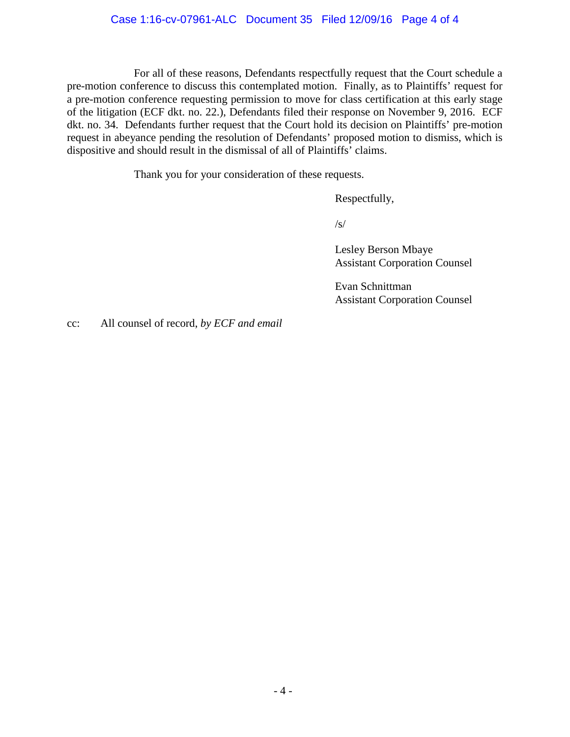For all of these reasons, Defendants respectfully request that the Court schedule a pre-motion conference to discuss this contemplated motion. Finally, as to Plaintiffs' request for a pre-motion conference requesting permission to move for class certification at this early stage of the litigation (ECF dkt. no. 22.), Defendants filed their response on November 9, 2016. ECF dkt. no. 34. Defendants further request that the Court hold its decision on Plaintiffs' pre-motion request in abeyance pending the resolution of Defendants' proposed motion to dismiss, which is dispositive and should result in the dismissal of all of Plaintiffs' claims.

Thank you for your consideration of these requests.

Respectfully,

/s/

Lesley Berson Mbaye
Assistant Corporation Counsel

Evan Schnittman
Assistant Corporation Counsel

cc: All counsel of record, *by ECF and email*